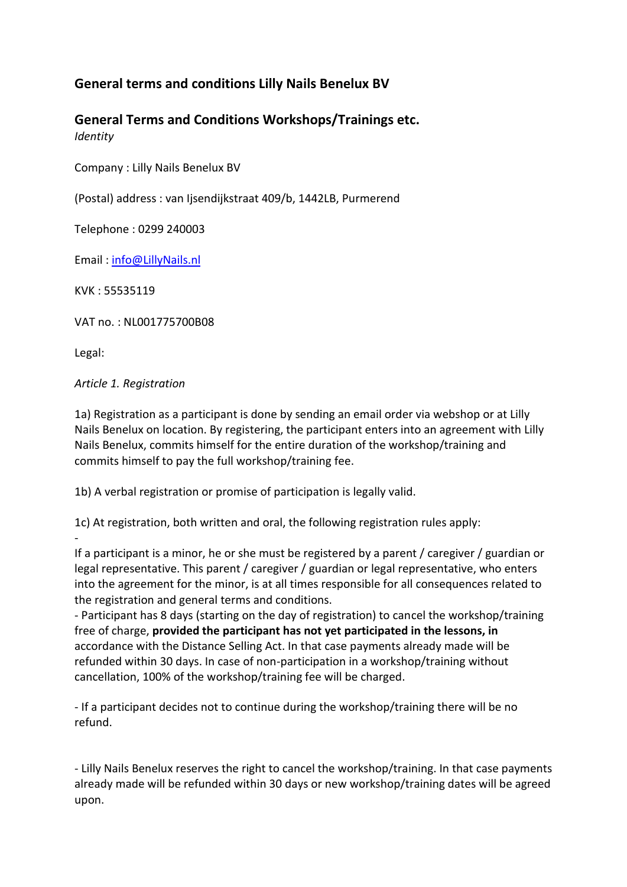## General terms and conditions Lilly Nails Benelux BV

## General Terms and Conditions Workshops/Trainings etc.

*Identity*

Company : Lilly Nails Benelux BV

(Postal) address : van Ijsendijkstraat 409/b, 1442LB, Purmerend

Telephone : 0299 240003

Email : info@LillyNails.nl

KVK : 55535119

VAT no. : NL001775700B08

Legal:

*Article 1. Registration*

1a) Registration as a participant is done by sending an email order via webshop or at Lilly Nails Benelux on location. By registering, the participant enters into an agreement with Lilly Nails Benelux, commits himself for the entire duration of the workshop/training and commits himself to pay the full workshop/training fee.

1b) A verbal registration or promise of participation is legally valid.

1c) At registration, both written and oral, the following registration rules apply:

- If a participant is a minor, he or she must be registered by a parent / caregiver / guardian or legal representative. This parent / caregiver / guardian or legal representative, who enters into the agreement for the minor, is at all times responsible for all consequences related to the registration and general terms and conditions.
- Participant has 8 days (starting on the day of registration) to cancel the workshop/training free of charge, **provided the participant has not yet participated in the lessons, in** accordance with the Distance Selling Act. In that case payments already made will be refunded within 30 days. In case of non-participation in a workshop/training without cancellation, 100% of the workshop/training fee will be charged.

- If a participant decides not to continue during the workshop/training there will be no refund.

- Lilly Nails Benelux reserves the right to cancel the workshop/training. In that case payments already made will be refunded within 30 days or new workshop/training dates will be agreed upon.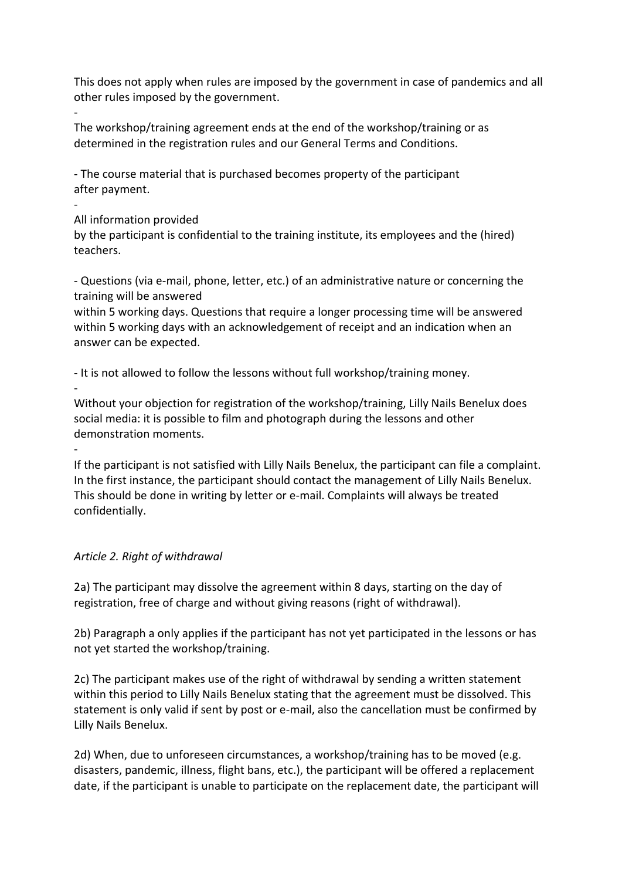This does not apply when rules are imposed by the government in case of pandemics and all other rules imposed by the government.

-
The workshop/training agreement ends at the end of the workshop/training or as determined in the registration rules and our General Terms and Conditions.

- The course material that is purchased becomes property of the participant after payment.

-
All information provided by the participant is confidential to the training institute, its employees and the (hired) teachers.

- Questions (via e-mail, phone, letter, etc.) of an administrative nature or concerning the training will be answered within 5 working days. Questions that require a longer processing time will be answered within 5 working days with an acknowledgement of receipt and an indication when an answer can be expected.

- It is not allowed to follow the lessons without full workshop/training money.

-
Without your objection for registration of the workshop/training, Lilly Nails Benelux does social media: it is possible to film and photograph during the lessons and other demonstration moments.

-
If the participant is not satisfied with Lilly Nails Benelux, the participant can file a complaint. In the first instance, the participant should contact the management of Lilly Nails Benelux. This should be done in writing by letter or e-mail. Complaints will always be treated confidentially.

*Article 2. Right of withdrawal*

2a) The participant may dissolve the agreement within 8 days, starting on the day of registration, free of charge and without giving reasons (right of withdrawal).

2b) Paragraph a only applies if the participant has not yet participated in the lessons or has not yet started the workshop/training.

2c) The participant makes use of the right of withdrawal by sending a written statement within this period to Lilly Nails Benelux stating that the agreement must be dissolved. This statement is only valid if sent by post or e-mail, also the cancellation must be confirmed by Lilly Nails Benelux.

2d) When, due to unforeseen circumstances, a workshop/training has to be moved (e.g. disasters, pandemic, illness, flight bans, etc.), the participant will be offered a replacement date, if the participant is unable to participate on the replacement date, the participant will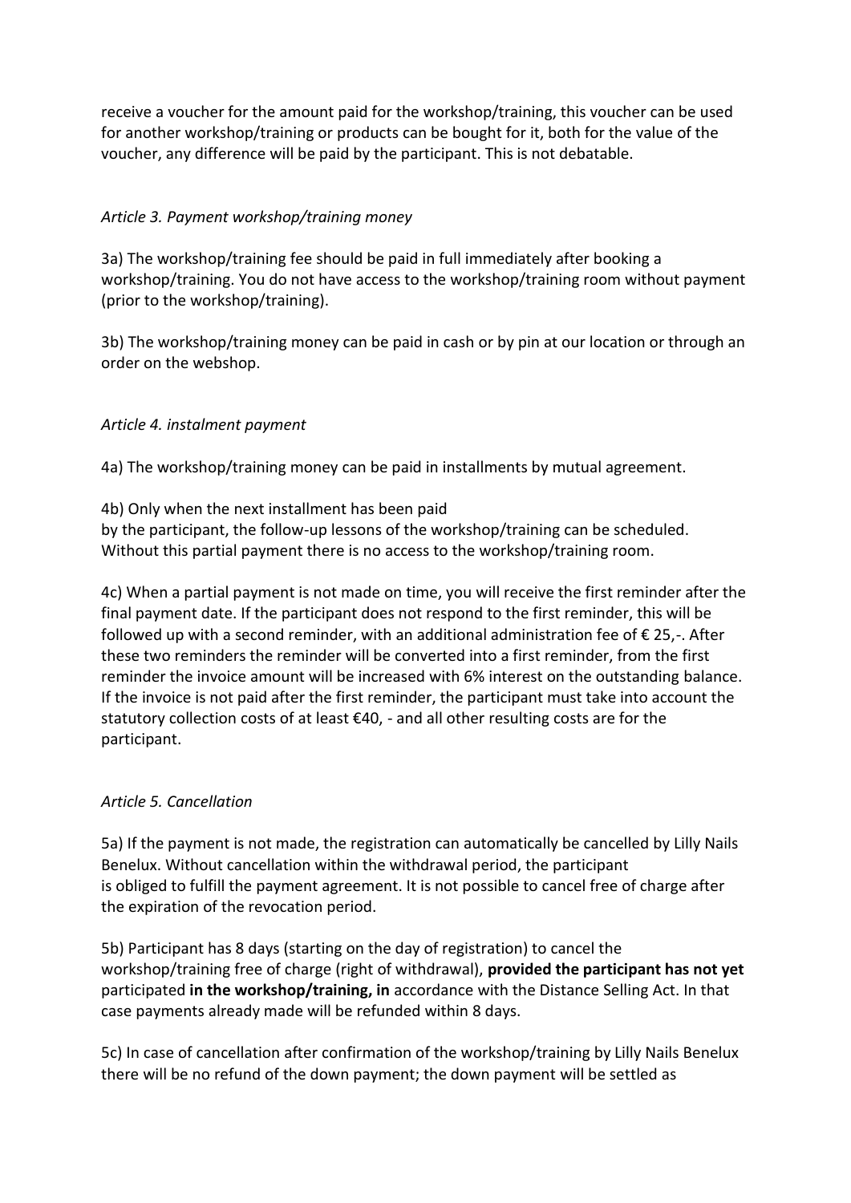receive a voucher for the amount paid for the workshop/training, this voucher can be used for another workshop/training or products can be bought for it, both for the value of the voucher, any difference will be paid by the participant. This is not debatable.

*Article 3. Payment workshop/training money*

3a) The workshop/training fee should be paid in full immediately after booking a workshop/training. You do not have access to the workshop/training room without payment (prior to the workshop/training).

3b) The workshop/training money can be paid in cash or by pin at our location or through an order on the webshop.

*Article 4. instalment payment*

4a) The workshop/training money can be paid in installments by mutual agreement.

4b) Only when the next installment has been paid
by the participant, the follow-up lessons of the workshop/training can be scheduled. Without this partial payment there is no access to the workshop/training room.

4c) When a partial payment is not made on time, you will receive the first reminder after the final payment date. If the participant does not respond to the first reminder, this will be followed up with a second reminder, with an additional administration fee of € 25,-. After these two reminders the reminder will be converted into a first reminder, from the first reminder the invoice amount will be increased with 6% interest on the outstanding balance. If the invoice is not paid after the first reminder, the participant must take into account the statutory collection costs of at least €40, - and all other resulting costs are for the participant.

*Article 5. Cancellation*

5a) If the payment is not made, the registration can automatically be cancelled by Lilly Nails Benelux. Without cancellation within the withdrawal period, the participant
is obliged to fulfill the payment agreement. It is not possible to cancel free of charge after the expiration of the revocation period.

5b) Participant has 8 days (starting on the day of registration) to cancel the workshop/training free of charge (right of withdrawal), **provided the participant has not yet** participated **in the workshop/training, in** accordance with the Distance Selling Act. In that case payments already made will be refunded within 8 days.

5c) In case of cancellation after confirmation of the workshop/training by Lilly Nails Benelux there will be no refund of the down payment; the down payment will be settled as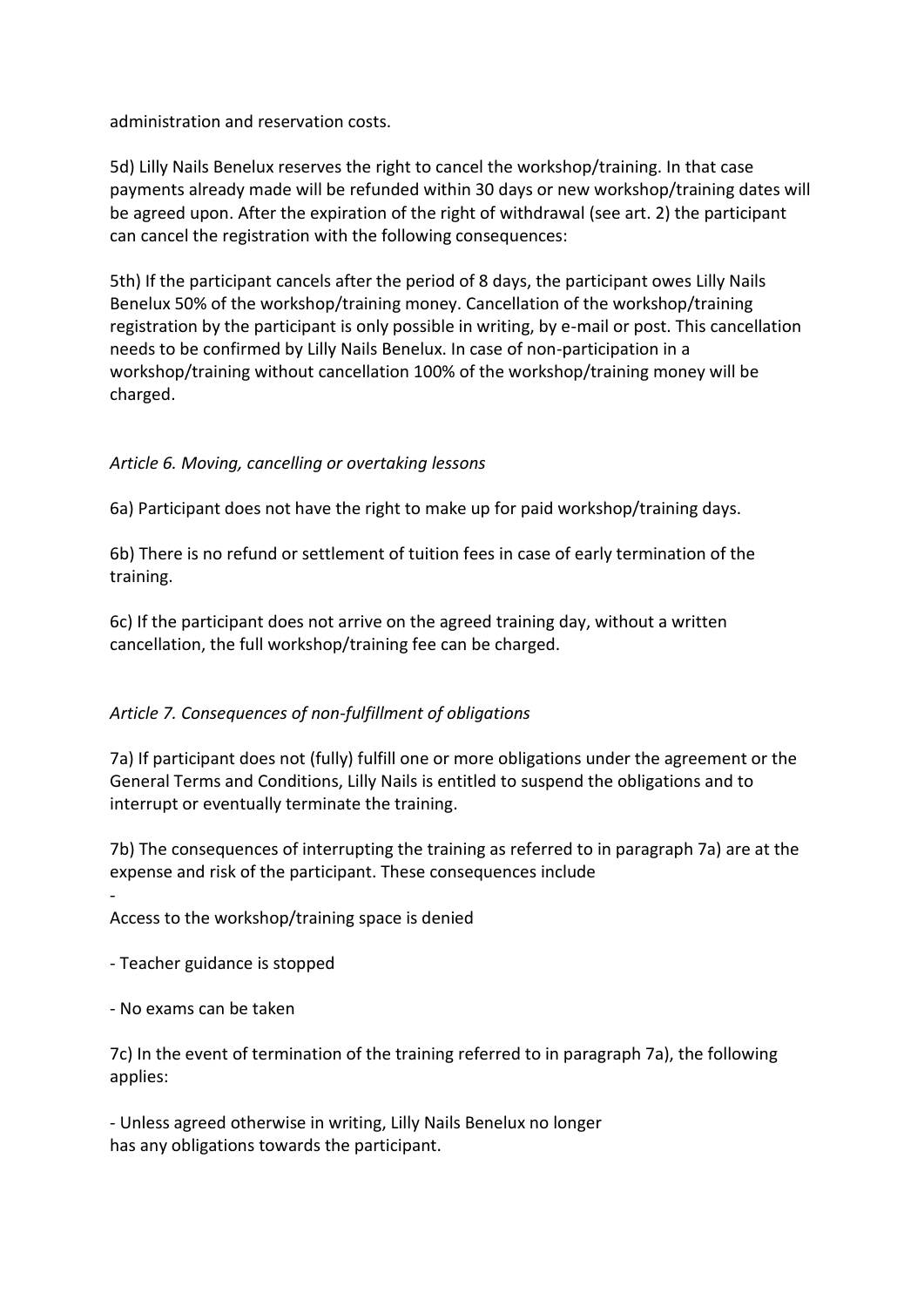administration and reservation costs.

5d) Lilly Nails Benelux reserves the right to cancel the workshop/training. In that case payments already made will be refunded within 30 days or new workshop/training dates will be agreed upon. After the expiration of the right of withdrawal (see art. 2) the participant can cancel the registration with the following consequences:

5th) If the participant cancels after the period of 8 days, the participant owes Lilly Nails Benelux 50% of the workshop/training money. Cancellation of the workshop/training registration by the participant is only possible in writing, by e-mail or post. This cancellation needs to be confirmed by Lilly Nails Benelux. In case of non-participation in a workshop/training without cancellation 100% of the workshop/training money will be charged.

*Article 6. Moving, cancelling or overtaking lessons*

6a) Participant does not have the right to make up for paid workshop/training days.

6b) There is no refund or settlement of tuition fees in case of early termination of the training.

6c) If the participant does not arrive on the agreed training day, without a written cancellation, the full workshop/training fee can be charged.

*Article 7. Consequences of non-fulfillment of obligations*

7a) If participant does not (fully) fulfill one or more obligations under the agreement or the General Terms and Conditions, Lilly Nails is entitled to suspend the obligations and to interrupt or eventually terminate the training.

7b) The consequences of interrupting the training as referred to in paragraph 7a) are at the expense and risk of the participant. These consequences include

- Access to the workshop/training space is denied
- Teacher guidance is stopped
- No exams can be taken

7c) In the event of termination of the training referred to in paragraph 7a), the following applies:

- Unless agreed otherwise in writing, Lilly Nails Benelux no longer has any obligations towards the participant.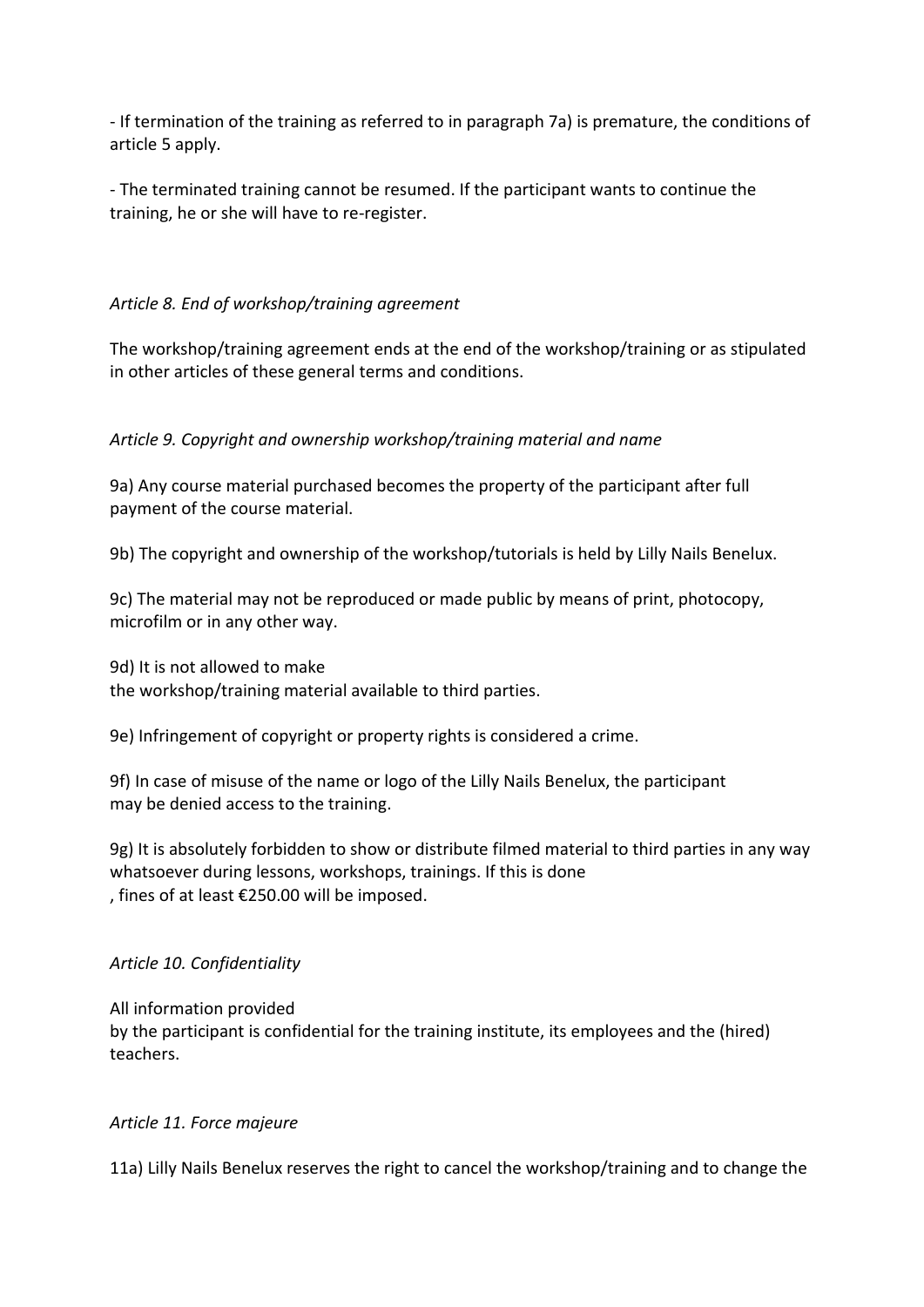- If termination of the training as referred to in paragraph 7a) is premature, the conditions of article 5 apply.

- The terminated training cannot be resumed. If the participant wants to continue the training, he or she will have to re-register.

*Article 8. End of workshop/training agreement*

The workshop/training agreement ends at the end of the workshop/training or as stipulated in other articles of these general terms and conditions.

*Article 9. Copyright and ownership workshop/training material and name*

9a) Any course material purchased becomes the property of the participant after full payment of the course material.

9b) The copyright and ownership of the workshop/tutorials is held by Lilly Nails Benelux.

9c) The material may not be reproduced or made public by means of print, photocopy, microfilm or in any other way.

9d) It is not allowed to make
the workshop/training material available to third parties.

9e) Infringement of copyright or property rights is considered a crime.

9f) In case of misuse of the name or logo of the Lilly Nails Benelux, the participant
may be denied access to the training.

9g) It is absolutely forbidden to show or distribute filmed material to third parties in any way whatsoever during lessons, workshops, trainings. If this is done
, fines of at least €250.00 will be imposed.

*Article 10. Confidentiality*

All information provided
by the participant is confidential for the training institute, its employees and the (hired) teachers.

*Article 11. Force majeure*

11a) Lilly Nails Benelux reserves the right to cancel the workshop/training and to change the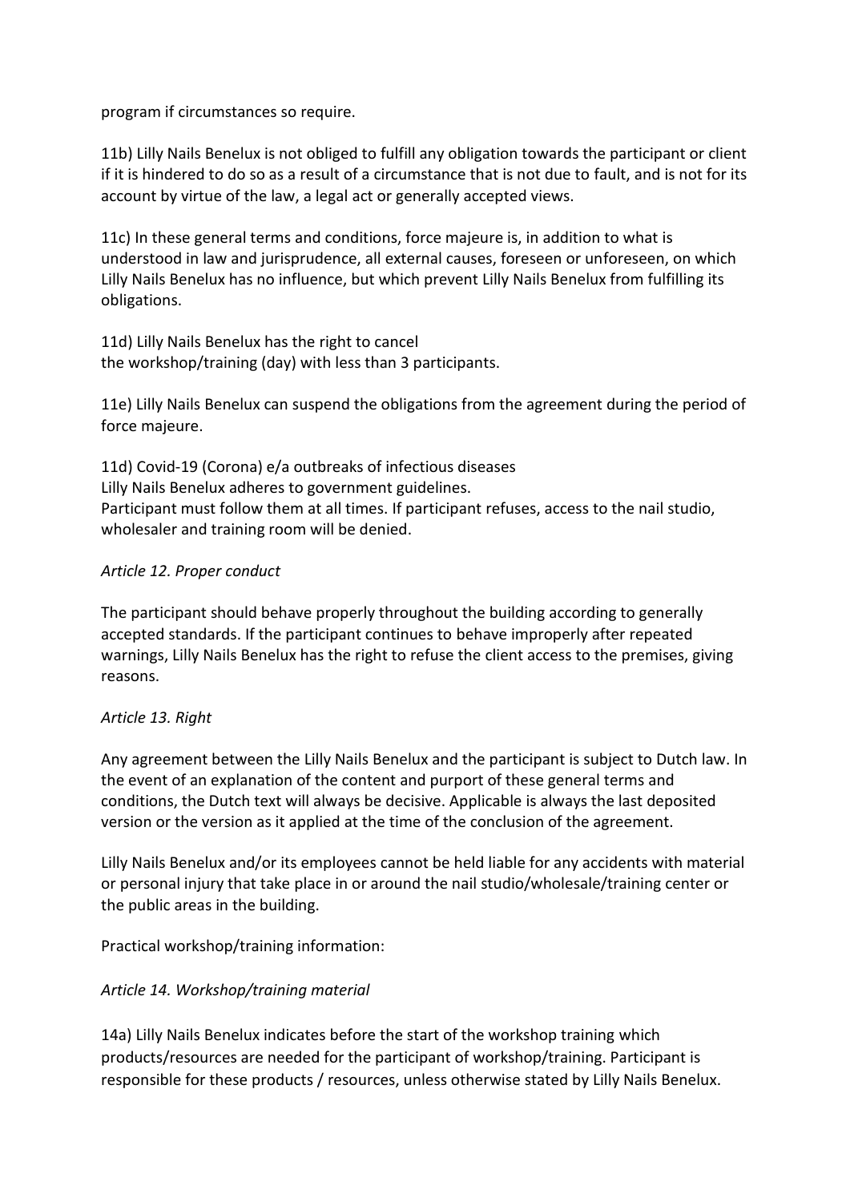program if circumstances so require.

11b) Lilly Nails Benelux is not obliged to fulfill any obligation towards the participant or client if it is hindered to do so as a result of a circumstance that is not due to fault, and is not for its account by virtue of the law, a legal act or generally accepted views.

11c) In these general terms and conditions, force majeure is, in addition to what is understood in law and jurisprudence, all external causes, foreseen or unforeseen, on which Lilly Nails Benelux has no influence, but which prevent Lilly Nails Benelux from fulfilling its obligations.

11d) Lilly Nails Benelux has the right to cancel
the workshop/training (day) with less than 3 participants.

11e) Lilly Nails Benelux can suspend the obligations from the agreement during the period of force majeure.

11d) Covid-19 (Corona) e/a outbreaks of infectious diseases
Lilly Nails Benelux adheres to government guidelines.
Participant must follow them at all times. If participant refuses, access to the nail studio, wholesaler and training room will be denied.

*Article 12. Proper conduct*

The participant should behave properly throughout the building according to generally accepted standards. If the participant continues to behave improperly after repeated warnings, Lilly Nails Benelux has the right to refuse the client access to the premises, giving reasons.

*Article 13. Right*

Any agreement between the Lilly Nails Benelux and the participant is subject to Dutch law. In the event of an explanation of the content and purport of these general terms and conditions, the Dutch text will always be decisive. Applicable is always the last deposited version or the version as it applied at the time of the conclusion of the agreement.

Lilly Nails Benelux and/or its employees cannot be held liable for any accidents with material or personal injury that take place in or around the nail studio/wholesale/training center or the public areas in the building.

Practical workshop/training information:

*Article 14. Workshop/training material*

14a) Lilly Nails Benelux indicates before the start of the workshop training which products/resources are needed for the participant of workshop/training. Participant is responsible for these products / resources, unless otherwise stated by Lilly Nails Benelux.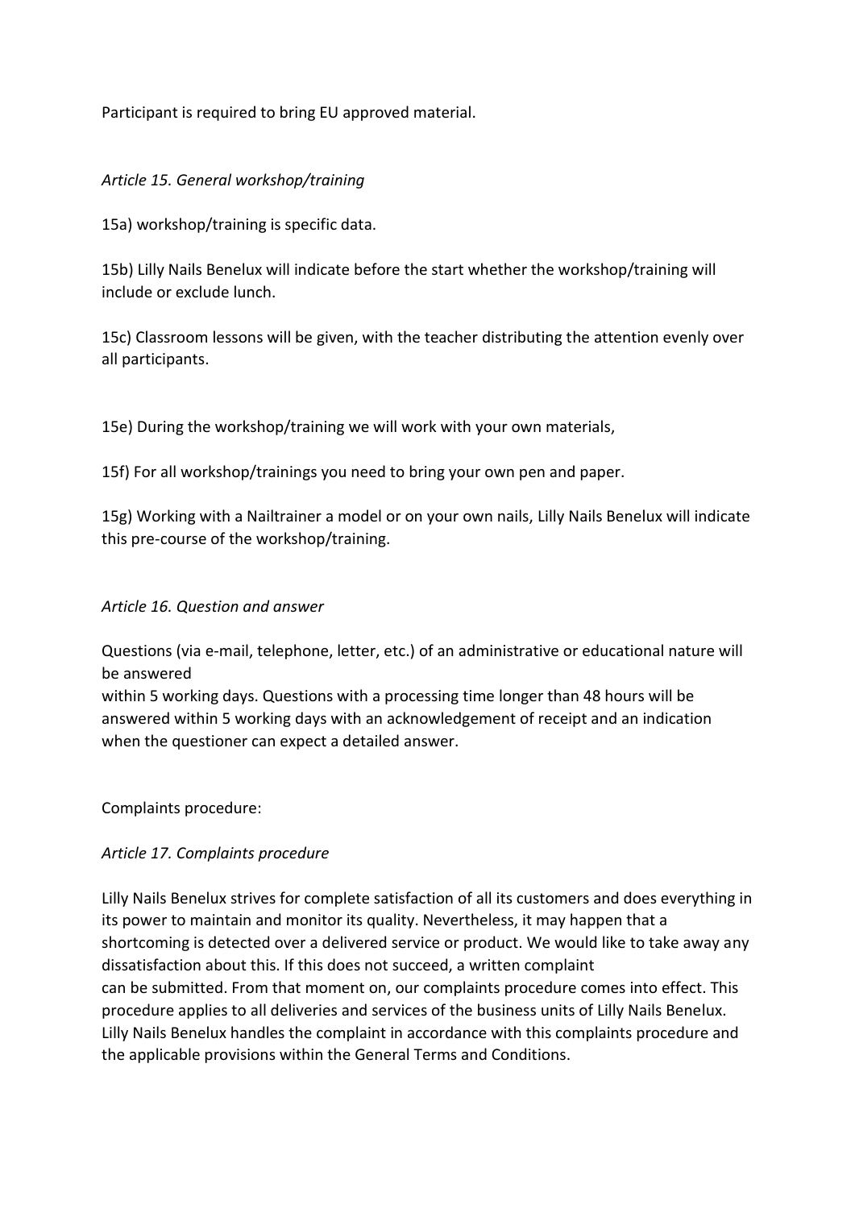Participant is required to bring EU approved material.

*Article 15. General workshop/training*

15a) workshop/training is specific data.

15b) Lilly Nails Benelux will indicate before the start whether the workshop/training will include or exclude lunch.

15c) Classroom lessons will be given, with the teacher distributing the attention evenly over all participants.

15e) During the workshop/training we will work with your own materials,

15f) For all workshop/trainings you need to bring your own pen and paper.

15g) Working with a Nailtrainer a model or on your own nails, Lilly Nails Benelux will indicate this pre-course of the workshop/training.

*Article 16. Question and answer*

Questions (via e-mail, telephone, letter, etc.) of an administrative or educational nature will be answered
within 5 working days. Questions with a processing time longer than 48 hours will be answered within 5 working days with an acknowledgement of receipt and an indication when the questioner can expect a detailed answer.

Complaints procedure:

*Article 17. Complaints procedure*

Lilly Nails Benelux strives for complete satisfaction of all its customers and does everything in its power to maintain and monitor its quality. Nevertheless, it may happen that a shortcoming is detected over a delivered service or product. We would like to take away any dissatisfaction about this. If this does not succeed, a written complaint
can be submitted. From that moment on, our complaints procedure comes into effect. This procedure applies to all deliveries and services of the business units of Lilly Nails Benelux. Lilly Nails Benelux handles the complaint in accordance with this complaints procedure and the applicable provisions within the General Terms and Conditions.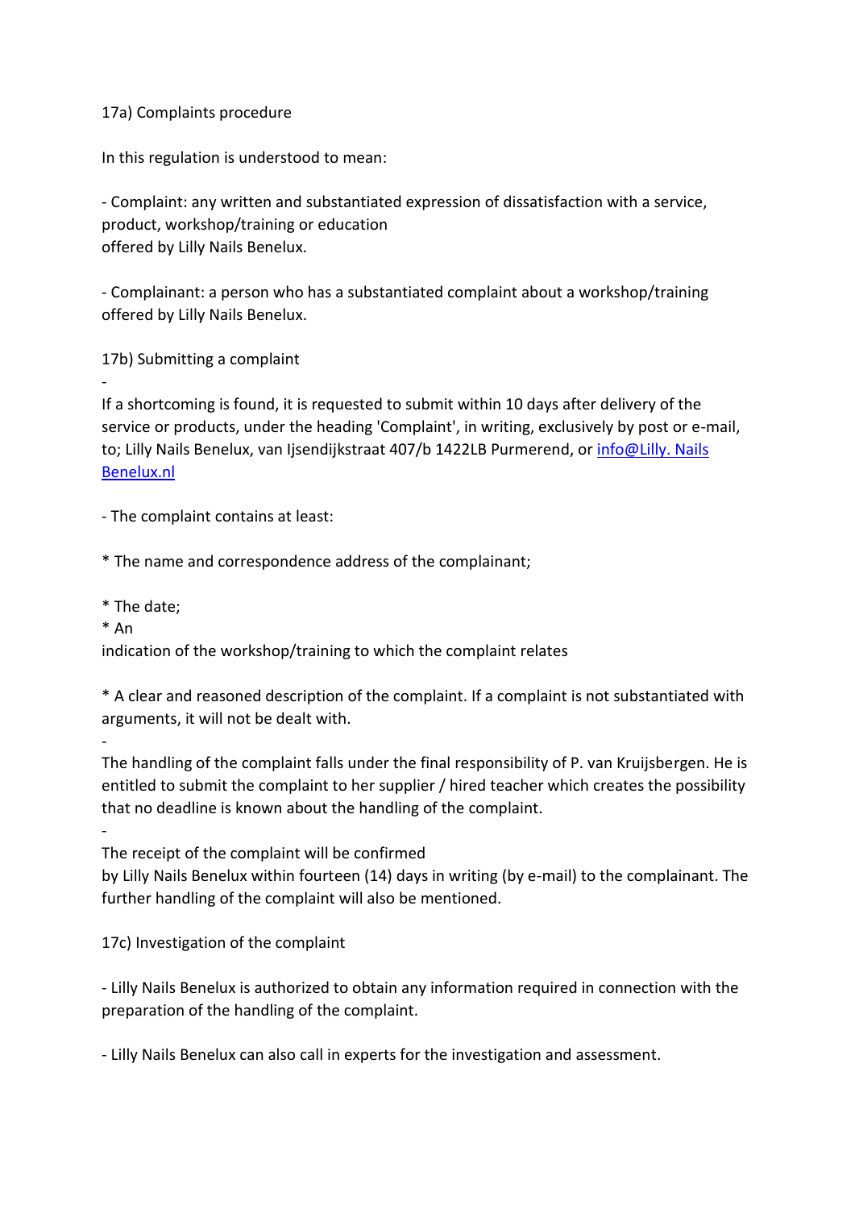17a) Complaints procedure

In this regulation is understood to mean:

- Complaint: any written and substantiated expression of dissatisfaction with a service, product, workshop/training or education offered by Lilly Nails Benelux.

- Complainant: a person who has a substantiated complaint about a workshop/training offered by Lilly Nails Benelux.

17b) Submitting a complaint

- If a shortcoming is found, it is requested to submit within 10 days after delivery of the service or products, under the heading 'Complaint', in writing, exclusively by post or e-mail, to; Lilly Nails Benelux, van Ijsendijkstraat 407/b 1422LB Purmerend, or [info@Lilly. Nails Benelux.nl](mailto:info@Lilly.NailsBenelux.nl)

- The complaint contains at least:

* The name and correspondence address of the complainant;

* The date;
* An indication of the workshop/training to which the complaint relates

* A clear and reasoned description of the complaint. If a complaint is not substantiated with arguments, it will not be dealt with.

- The handling of the complaint falls under the final responsibility of P. van Kruijsbergen. He is entitled to submit the complaint to her supplier / hired teacher which creates the possibility that no deadline is known about the handling of the complaint.

- The receipt of the complaint will be confirmed by Lilly Nails Benelux within fourteen (14) days in writing (by e-mail) to the complainant. The further handling of the complaint will also be mentioned.

17c) Investigation of the complaint

- Lilly Nails Benelux is authorized to obtain any information required in connection with the preparation of the handling of the complaint.

- Lilly Nails Benelux can also call in experts for the investigation and assessment.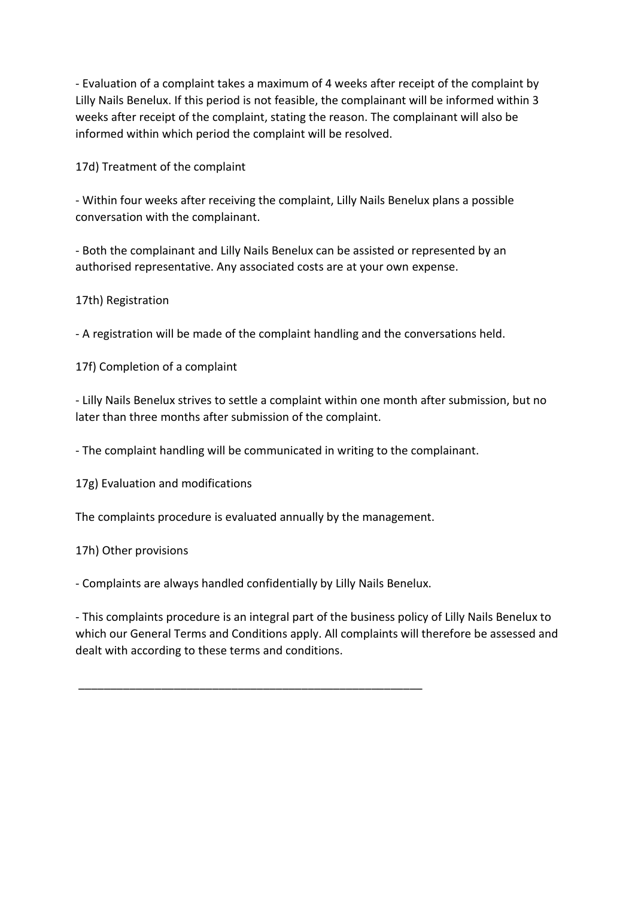- Evaluation of a complaint takes a maximum of 4 weeks after receipt of the complaint by Lilly Nails Benelux. If this period is not feasible, the complainant will be informed within 3 weeks after receipt of the complaint, stating the reason. The complainant will also be informed within which period the complaint will be resolved.

17d) Treatment of the complaint

- Within four weeks after receiving the complaint, Lilly Nails Benelux plans a possible conversation with the complainant.

- Both the complainant and Lilly Nails Benelux can be assisted or represented by an authorised representative. Any associated costs are at your own expense.

17th) Registration

- A registration will be made of the complaint handling and the conversations held.

17f) Completion of a complaint

- Lilly Nails Benelux strives to settle a complaint within one month after submission, but no later than three months after submission of the complaint.

- The complaint handling will be communicated in writing to the complainant.

17g) Evaluation and modifications

The complaints procedure is evaluated annually by the management.

17h) Other provisions

- Complaints are always handled confidentially by Lilly Nails Benelux.

- This complaints procedure is an integral part of the business policy of Lilly Nails Benelux to which our General Terms and Conditions apply. All complaints will therefore be assessed and dealt with according to these terms and conditions.

---